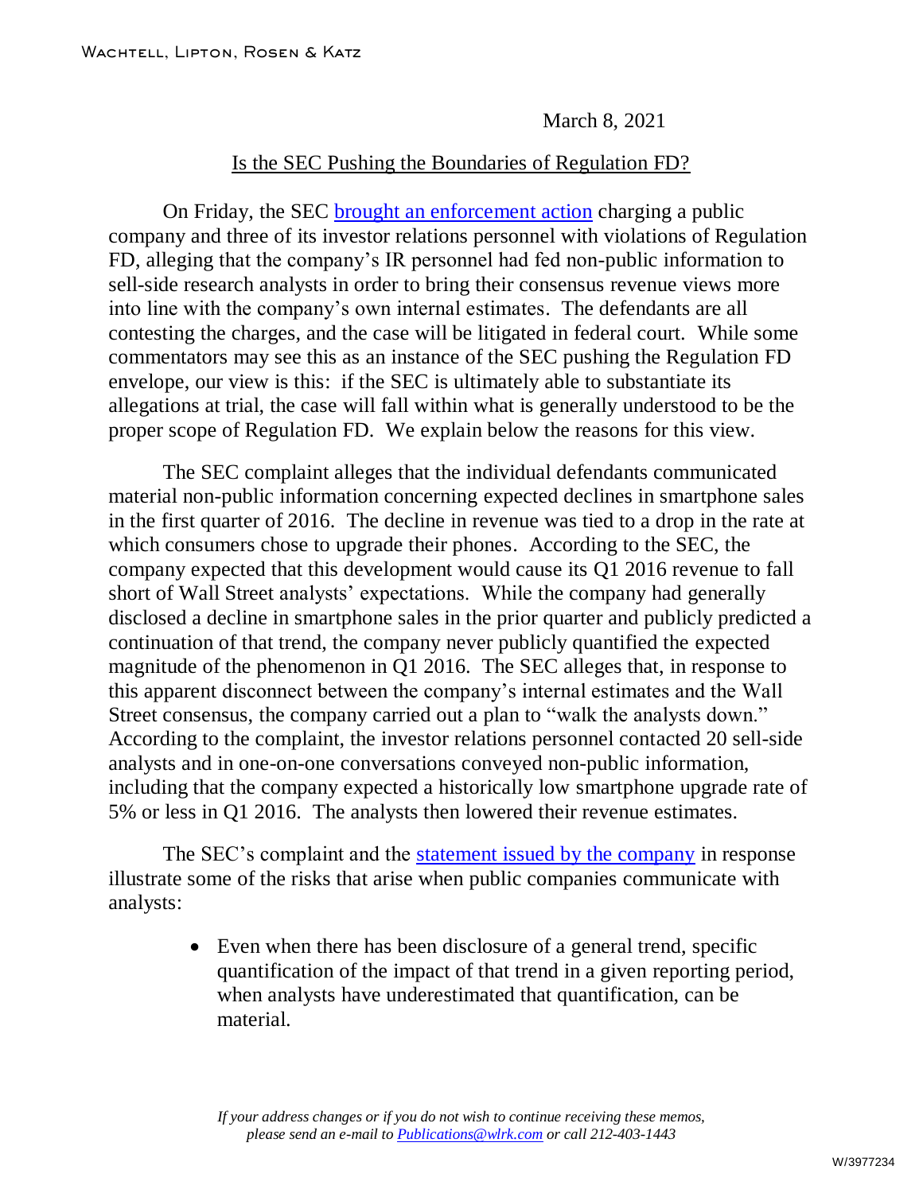Wachtell, Lipton, Rosen & Katz

March 8, 2021

## Is the SEC Pushing the Boundaries of Regulation FD?

On Friday, the SEC [brought an enforcement action]() charging a public company and three of its investor relations personnel with violations of Regulation FD, alleging that the company's IR personnel had fed non-public information to sell-side research analysts in order to bring their consensus revenue views more into line with the company's own internal estimates. The defendants are all contesting the charges, and the case will be litigated in federal court. While some commentators may see this as an instance of the SEC pushing the Regulation FD envelope, our view is this: if the SEC is ultimately able to substantiate its allegations at trial, the case will fall within what is generally understood to be the proper scope of Regulation FD. We explain below the reasons for this view.

The SEC complaint alleges that the individual defendants communicated material non-public information concerning expected declines in smartphone sales in the first quarter of 2016. The decline in revenue was tied to a drop in the rate at which consumers chose to upgrade their phones. According to the SEC, the company expected that this development would cause its Q1 2016 revenue to fall short of Wall Street analysts' expectations. While the company had generally disclosed a decline in smartphone sales in the prior quarter and publicly predicted a continuation of that trend, the company never publicly quantified the expected magnitude of the phenomenon in Q1 2016. The SEC alleges that, in response to this apparent disconnect between the company's internal estimates and the Wall Street consensus, the company carried out a plan to "walk the analysts down." According to the complaint, the investor relations personnel contacted 20 sell-side analysts and in one-on-one conversations conveyed non-public information, including that the company expected a historically low smartphone upgrade rate of 5% or less in Q1 2016. The analysts then lowered their revenue estimates.

The SEC's complaint and the [statement issued by the company]() in response illustrate some of the risks that arise when public companies communicate with analysts:

- Even when there has been disclosure of a general trend, specific quantification of the impact of that trend in a given reporting period, when analysts have underestimated that quantification, can be material.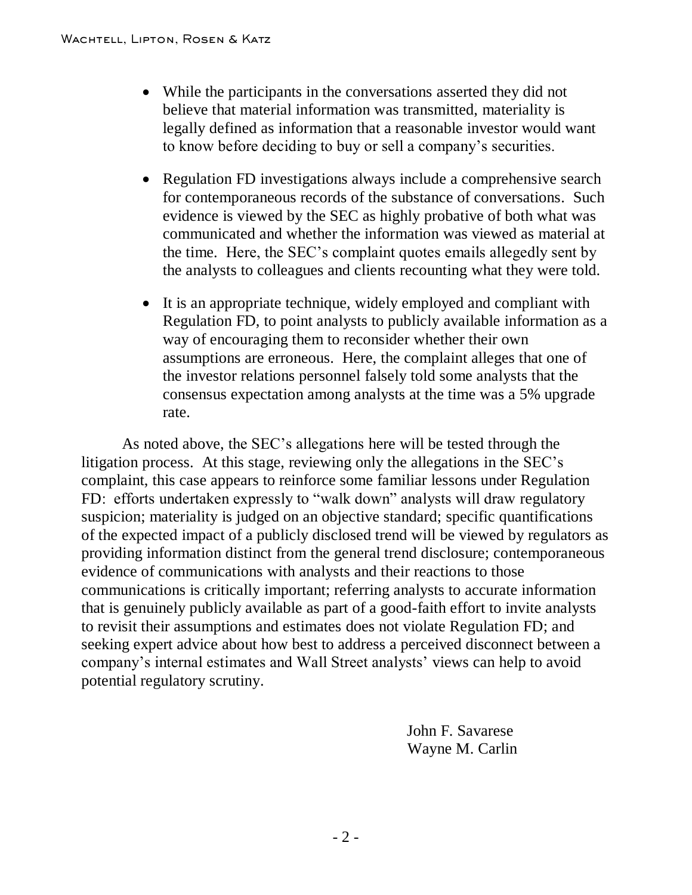- While the participants in the conversations asserted they did not believe that material information was transmitted, materiality is legally defined as information that a reasonable investor would want to know before deciding to buy or sell a company's securities.

- Regulation FD investigations always include a comprehensive search for contemporaneous records of the substance of conversations. Such evidence is viewed by the SEC as highly probative of both what was communicated and whether the information was viewed as material at the time. Here, the SEC's complaint quotes emails allegedly sent by the analysts to colleagues and clients recounting what they were told.

- It is an appropriate technique, widely employed and compliant with Regulation FD, to point analysts to publicly available information as a way of encouraging them to reconsider whether their own assumptions are erroneous. Here, the complaint alleges that one of the investor relations personnel falsely told some analysts that the consensus expectation among analysts at the time was a 5% upgrade rate.

As noted above, the SEC's allegations here will be tested through the litigation process. At this stage, reviewing only the allegations in the SEC's complaint, this case appears to reinforce some familiar lessons under Regulation FD: efforts undertaken expressly to "walk down" analysts will draw regulatory suspicion; materiality is judged on an objective standard; specific quantifications of the expected impact of a publicly disclosed trend will be viewed by regulators as providing information distinct from the general trend disclosure; contemporaneous evidence of communications with analysts and their reactions to those communications is critically important; referring analysts to accurate information that is genuinely publicly available as part of a good-faith effort to invite analysts to revisit their assumptions and estimates does not violate Regulation FD; and seeking expert advice about how best to address a perceived disconnect between a company's internal estimates and Wall Street analysts' views can help to avoid potential regulatory scrutiny.

John F. Savarese
Wayne M. Carlin